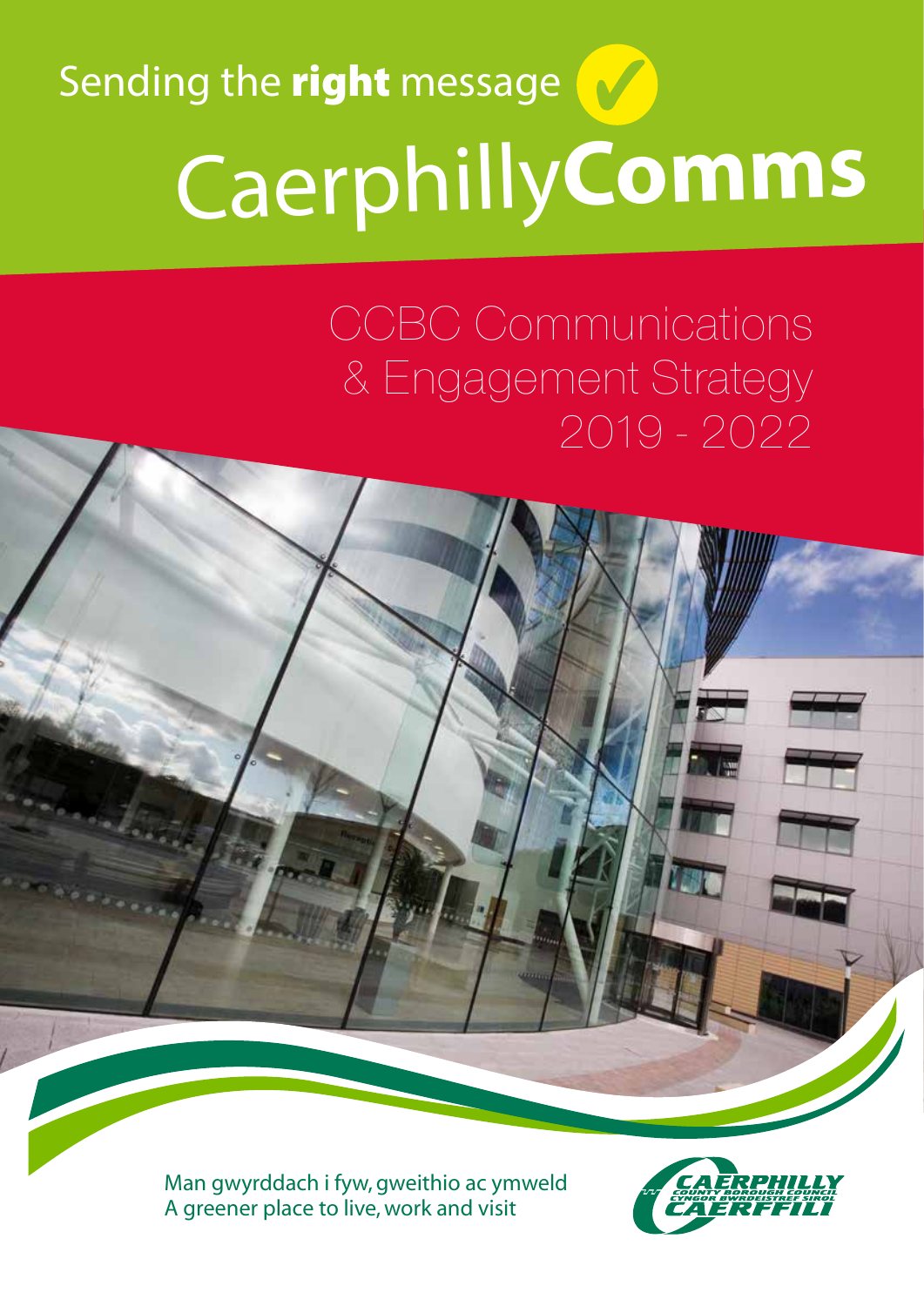Sending the **right** message ✓

# Caerphilly**Comms**

## CCBC Communications & Engagement Strategy 2019 - 2022

Man gwyrddach i fyw, gweithio ac ymweld
A greener place to live, work and visit

CAERPHILLY COUNTY BOROUGH COUNCIL
CYNGOR BWRDEISTREF SIROL CAERFFILI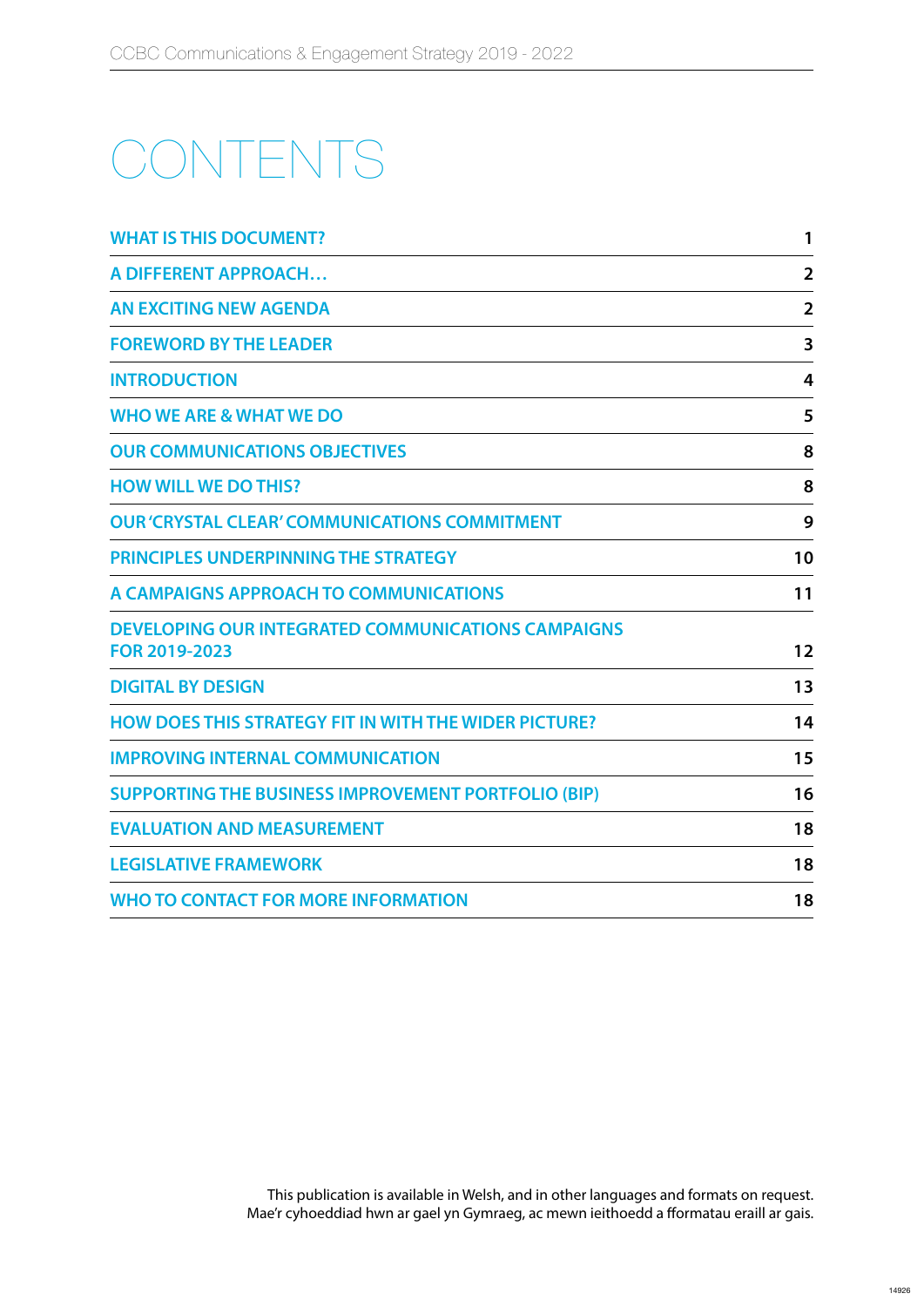# CONTENTS

| | |
|---|---|
| WHAT IS THIS DOCUMENT? | 1 |
| A DIFFERENT APPROACH… | 2 |
| AN EXCITING NEW AGENDA | 2 |
| FOREWORD BY THE LEADER | 3 |
| INTRODUCTION | 4 |
| WHO WE ARE & WHAT WE DO | 5 |
| OUR COMMUNICATIONS OBJECTIVES | 8 |
| HOW WILL WE DO THIS? | 8 |
| OUR 'CRYSTAL CLEAR' COMMUNICATIONS COMMITMENT | 9 |
| PRINCIPLES UNDERPINNING THE STRATEGY | 10 |
| A CAMPAIGNS APPROACH TO COMMUNICATIONS | 11 |
| DEVELOPING OUR INTEGRATED COMMUNICATIONS CAMPAIGNS FOR 2019-2023 | 12 |
| DIGITAL BY DESIGN | 13 |
| HOW DOES THIS STRATEGY FIT IN WITH THE WIDER PICTURE? | 14 |
| IMPROVING INTERNAL COMMUNICATION | 15 |
| SUPPORTING THE BUSINESS IMPROVEMENT PORTFOLIO (BIP) | 16 |
| EVALUATION AND MEASUREMENT | 18 |
| LEGISLATIVE FRAMEWORK | 18 |
| WHO TO CONTACT FOR MORE INFORMATION | 18 |

This publication is available in Welsh, and in other languages and formats on request.
Mae'r cyhoeddiad hwn ar gael yn Gymraeg, ac mewn ieithoedd a fformatau eraill ar gais.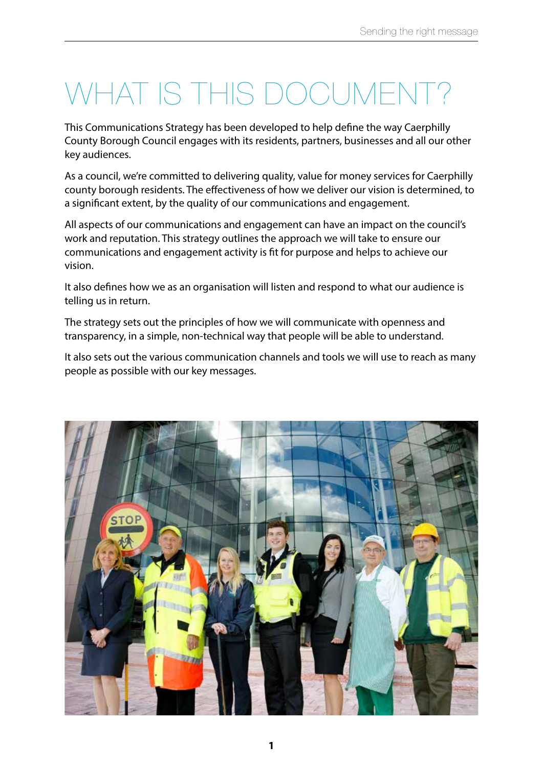# WHAT IS THIS DOCUMENT?

This Communications Strategy has been developed to help define the way Caerphilly County Borough Council engages with its residents, partners, businesses and all our other key audiences.

As a council, we're committed to delivering quality, value for money services for Caerphilly county borough residents. The effectiveness of how we deliver our vision is determined, to a significant extent, by the quality of our communications and engagement.

All aspects of our communications and engagement can have an impact on the council's work and reputation. This strategy outlines the approach we will take to ensure our communications and engagement activity is fit for purpose and helps to achieve our vision.

It also defines how we as an organisation will listen and respond to what our audience is telling us in return.

The strategy sets out the principles of how we will communicate with openness and transparency, in a simple, non-technical way that people will be able to understand.

It also sets out the various communication channels and tools we will use to reach as many people as possible with our key messages.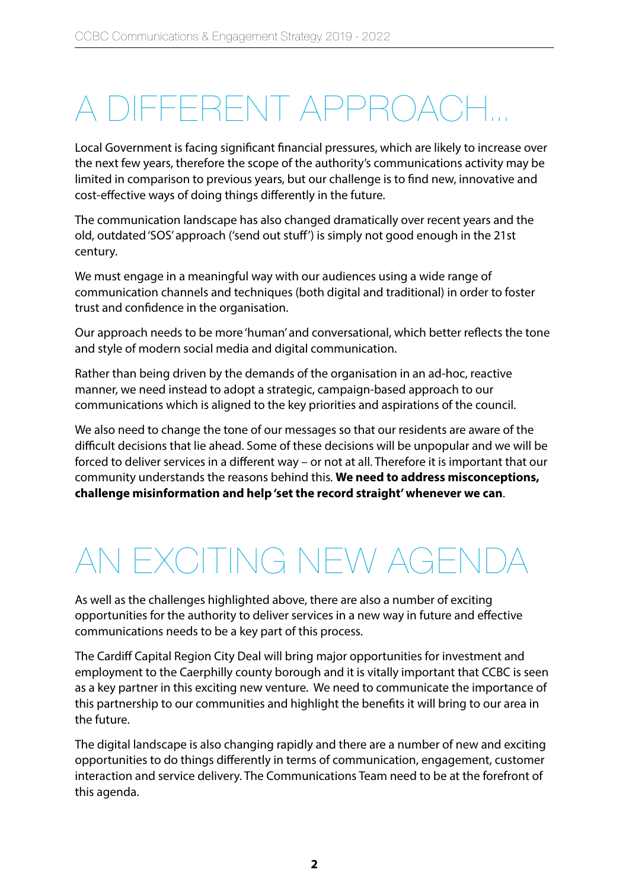# A DIFFERENT APPROACH...

Local Government is facing significant financial pressures, which are likely to increase over the next few years, therefore the scope of the authority's communications activity may be limited in comparison to previous years, but our challenge is to find new, innovative and cost-effective ways of doing things differently in the future.

The communication landscape has also changed dramatically over recent years and the old, outdated 'SOS' approach ('send out stuff') is simply not good enough in the 21st century.

We must engage in a meaningful way with our audiences using a wide range of communication channels and techniques (both digital and traditional) in order to foster trust and confidence in the organisation.

Our approach needs to be more 'human' and conversational, which better reflects the tone and style of modern social media and digital communication.

Rather than being driven by the demands of the organisation in an ad-hoc, reactive manner, we need instead to adopt a strategic, campaign-based approach to our communications which is aligned to the key priorities and aspirations of the council.

We also need to change the tone of our messages so that our residents are aware of the difficult decisions that lie ahead. Some of these decisions will be unpopular and we will be forced to deliver services in a different way – or not at all. Therefore it is important that our community understands the reasons behind this. **We need to address misconceptions, challenge misinformation and help 'set the record straight' whenever we can**.

# AN EXCITING NEW AGENDA

As well as the challenges highlighted above, there are also a number of exciting opportunities for the authority to deliver services in a new way in future and effective communications needs to be a key part of this process.

The Cardiff Capital Region City Deal will bring major opportunities for investment and employment to the Caerphilly county borough and it is vitally important that CCBC is seen as a key partner in this exciting new venture. We need to communicate the importance of this partnership to our communities and highlight the benefits it will bring to our area in the future.

The digital landscape is also changing rapidly and there are a number of new and exciting opportunities to do things differently in terms of communication, engagement, customer interaction and service delivery. The Communications Team need to be at the forefront of this agenda.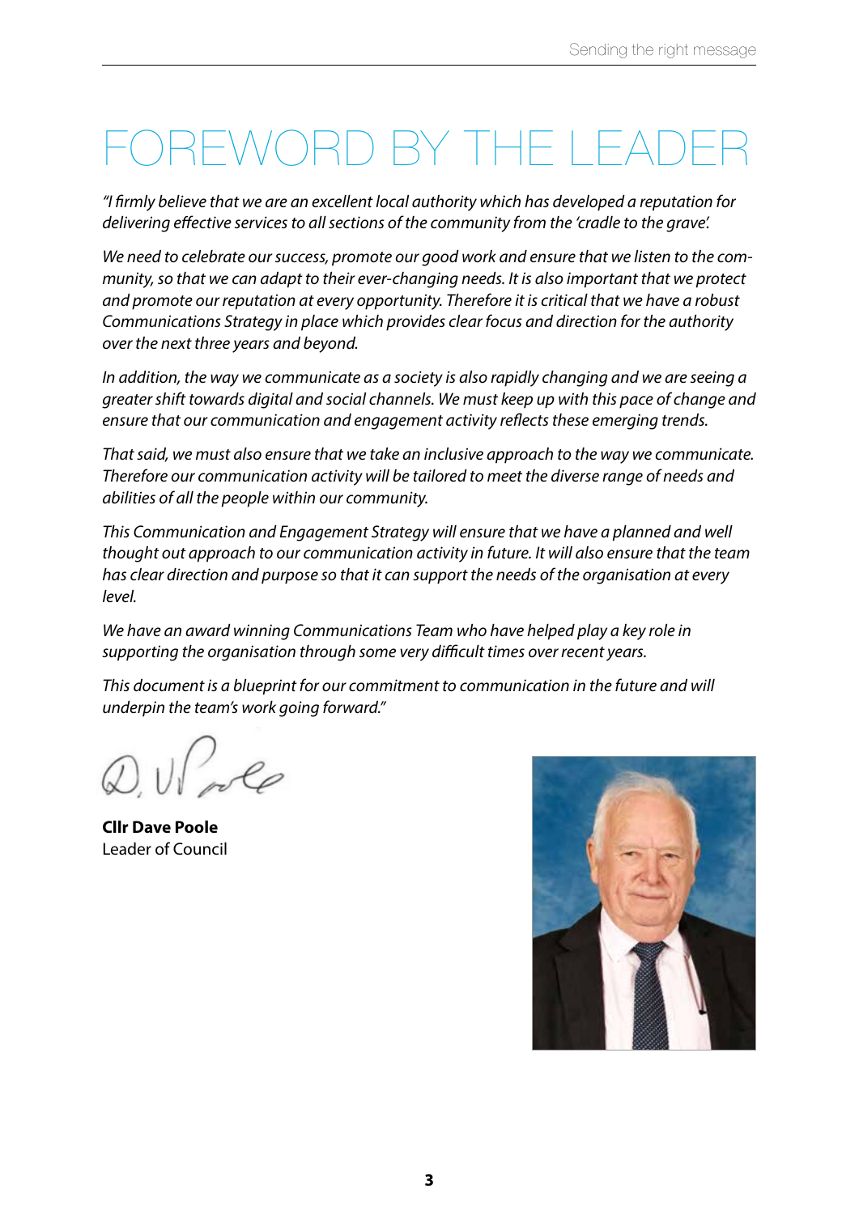# FOREWORD BY THE LEADER

*"I firmly believe that we are an excellent local authority which has developed a reputation for delivering effective services to all sections of the community from the 'cradle to the grave'.*

*We need to celebrate our success, promote our good work and ensure that we listen to the community, so that we can adapt to their ever-changing needs. It is also important that we protect and promote our reputation at every opportunity. Therefore it is critical that we have a robust Communications Strategy in place which provides clear focus and direction for the authority over the next three years and beyond.*

*In addition, the way we communicate as a society is also rapidly changing and we are seeing a greater shift towards digital and social channels. We must keep up with this pace of change and ensure that our communication and engagement activity reflects these emerging trends.*

*That said, we must also ensure that we take an inclusive approach to the way we communicate. Therefore our communication activity will be tailored to meet the diverse range of needs and abilities of all the people within our community.*

*This Communication and Engagement Strategy will ensure that we have a planned and well thought out approach to our communication activity in future. It will also ensure that the team has clear direction and purpose so that it can support the needs of the organisation at every level.*

*We have an award winning Communications Team who have helped play a key role in supporting the organisation through some very difficult times over recent years.*

*This document is a blueprint for our commitment to communication in the future and will underpin the team's work going forward."*

**Cllr Dave Poole**
Leader of Council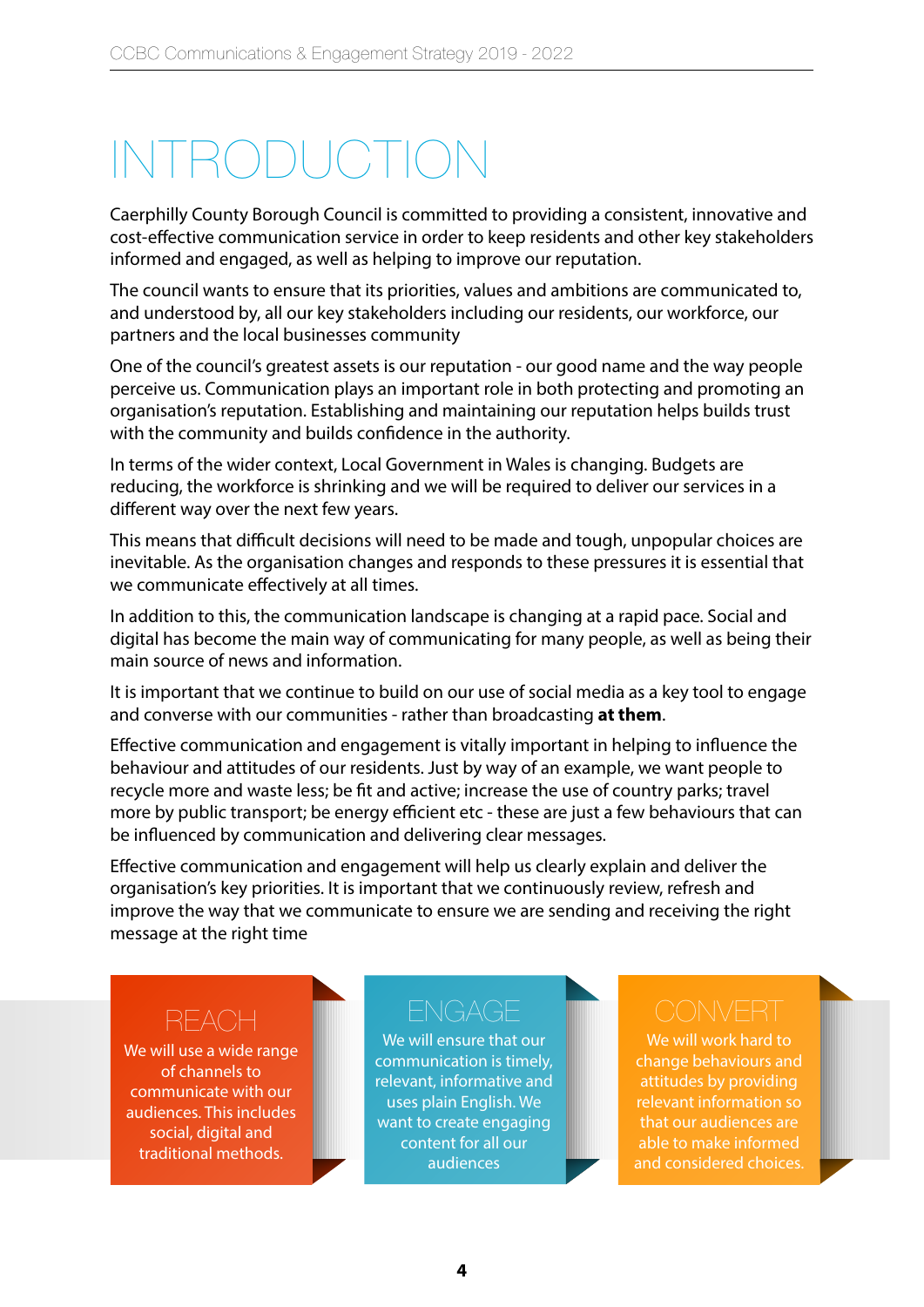# INTRODUCTION

Caerphilly County Borough Council is committed to providing a consistent, innovative and cost-effective communication service in order to keep residents and other key stakeholders informed and engaged, as well as helping to improve our reputation.

The council wants to ensure that its priorities, values and ambitions are communicated to, and understood by, all our key stakeholders including our residents, our workforce, our partners and the local businesses community

One of the council's greatest assets is our reputation - our good name and the way people perceive us. Communication plays an important role in both protecting and promoting an organisation's reputation. Establishing and maintaining our reputation helps builds trust with the community and builds confidence in the authority.

In terms of the wider context, Local Government in Wales is changing. Budgets are reducing, the workforce is shrinking and we will be required to deliver our services in a different way over the next few years.

This means that difficult decisions will need to be made and tough, unpopular choices are inevitable. As the organisation changes and responds to these pressures it is essential that we communicate effectively at all times.

In addition to this, the communication landscape is changing at a rapid pace. Social and digital has become the main way of communicating for many people, as well as being their main source of news and information.

It is important that we continue to build on our use of social media as a key tool to engage and converse with our communities - rather than broadcasting **at them**.

Effective communication and engagement is vitally important in helping to influence the behaviour and attitudes of our residents. Just by way of an example, we want people to recycle more and waste less; be fit and active; increase the use of country parks; travel more by public transport; be energy efficient etc - these are just a few behaviours that can be influenced by communication and delivering clear messages.

Effective communication and engagement will help us clearly explain and deliver the organisation's key priorities. It is important that we continuously review, refresh and improve the way that we communicate to ensure we are sending and receiving the right message at the right time

## REACH

We will use a wide range of channels to communicate with our audiences. This includes social, digital and traditional methods.

## ENGAGE

We will ensure that our communication is timely, relevant, informative and uses plain English. We want to create engaging content for all our audiences

## CONVERT

We will work hard to change behaviours and attitudes by providing relevant information so that our audiences are able to make informed and considered choices.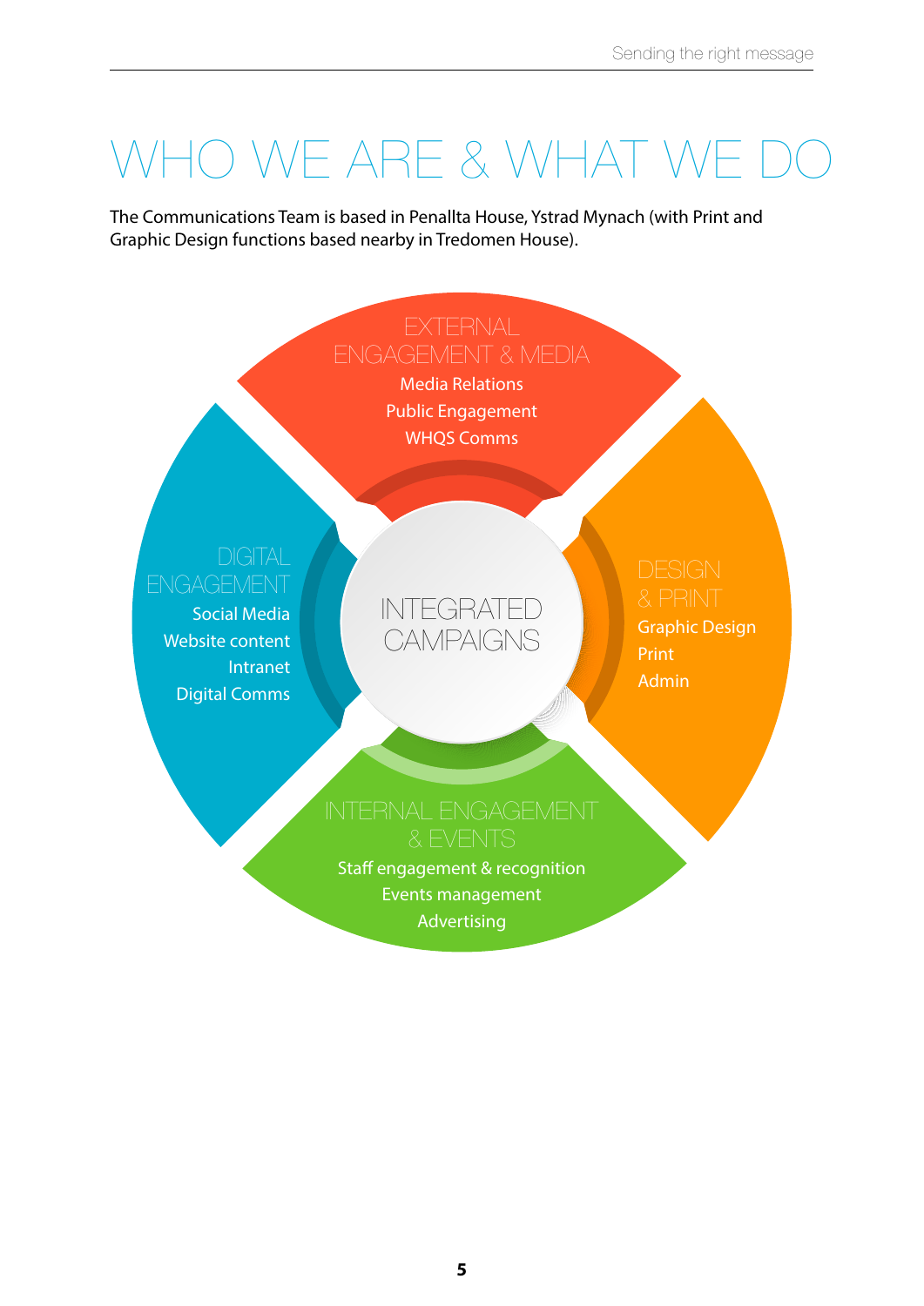# WHO WE ARE & WHAT WE DO

The Communications Team is based in Penallta House, Ystrad Mynach (with Print and Graphic Design functions based nearby in Tredomen House).

**EXTERNAL ENGAGEMENT & MEDIA**
- Media Relations
- Public Engagement
- WHQS Comms

**DIGITAL ENGAGEMENT**
- Social Media
- Website content
- Intranet
- Digital Comms

**INTEGRATED CAMPAIGNS**

**DESIGN & PRINT**
- Graphic Design
- Print
- Admin

**INTERNAL ENGAGEMENT & EVENTS**
- Staff engagement & recognition
- Events management
- Advertising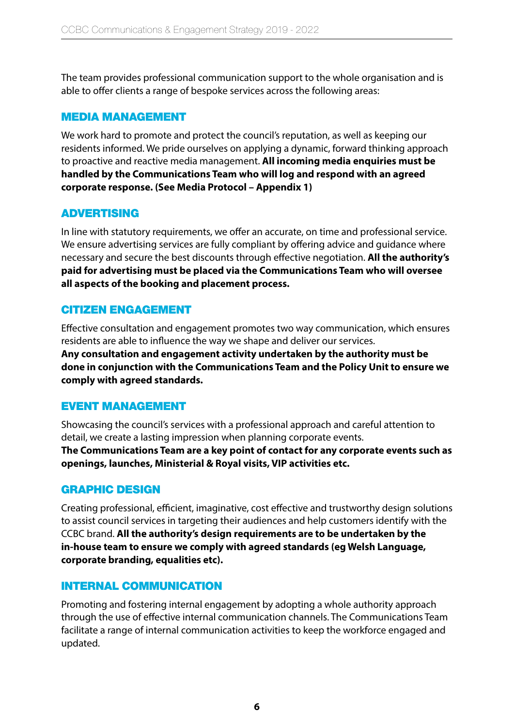The team provides professional communication support to the whole organisation and is able to offer clients a range of bespoke services across the following areas:

## MEDIA MANAGEMENT

We work hard to promote and protect the council's reputation, as well as keeping our residents informed. We pride ourselves on applying a dynamic, forward thinking approach to proactive and reactive media management. **All incoming media enquiries must be handled by the Communications Team who will log and respond with an agreed corporate response. (See Media Protocol – Appendix 1)**

## ADVERTISING

In line with statutory requirements, we offer an accurate, on time and professional service. We ensure advertising services are fully compliant by offering advice and guidance where necessary and secure the best discounts through effective negotiation. **All the authority's paid for advertising must be placed via the Communications Team who will oversee all aspects of the booking and placement process.**

## CITIZEN ENGAGEMENT

Effective consultation and engagement promotes two way communication, which ensures residents are able to influence the way we shape and deliver our services.
**Any consultation and engagement activity undertaken by the authority must be done in conjunction with the Communications Team and the Policy Unit to ensure we comply with agreed standards.**

## EVENT MANAGEMENT

Showcasing the council's services with a professional approach and careful attention to detail, we create a lasting impression when planning corporate events.
**The Communications Team are a key point of contact for any corporate events such as openings, launches, Ministerial & Royal visits, VIP activities etc.**

## GRAPHIC DESIGN

Creating professional, efficient, imaginative, cost effective and trustworthy design solutions to assist council services in targeting their audiences and help customers identify with the CCBC brand. **All the authority's design requirements are to be undertaken by the in-house team to ensure we comply with agreed standards (eg Welsh Language, corporate branding, equalities etc).**

## INTERNAL COMMUNICATION

Promoting and fostering internal engagement by adopting a whole authority approach through the use of effective internal communication channels. The Communications Team facilitate a range of internal communication activities to keep the workforce engaged and updated.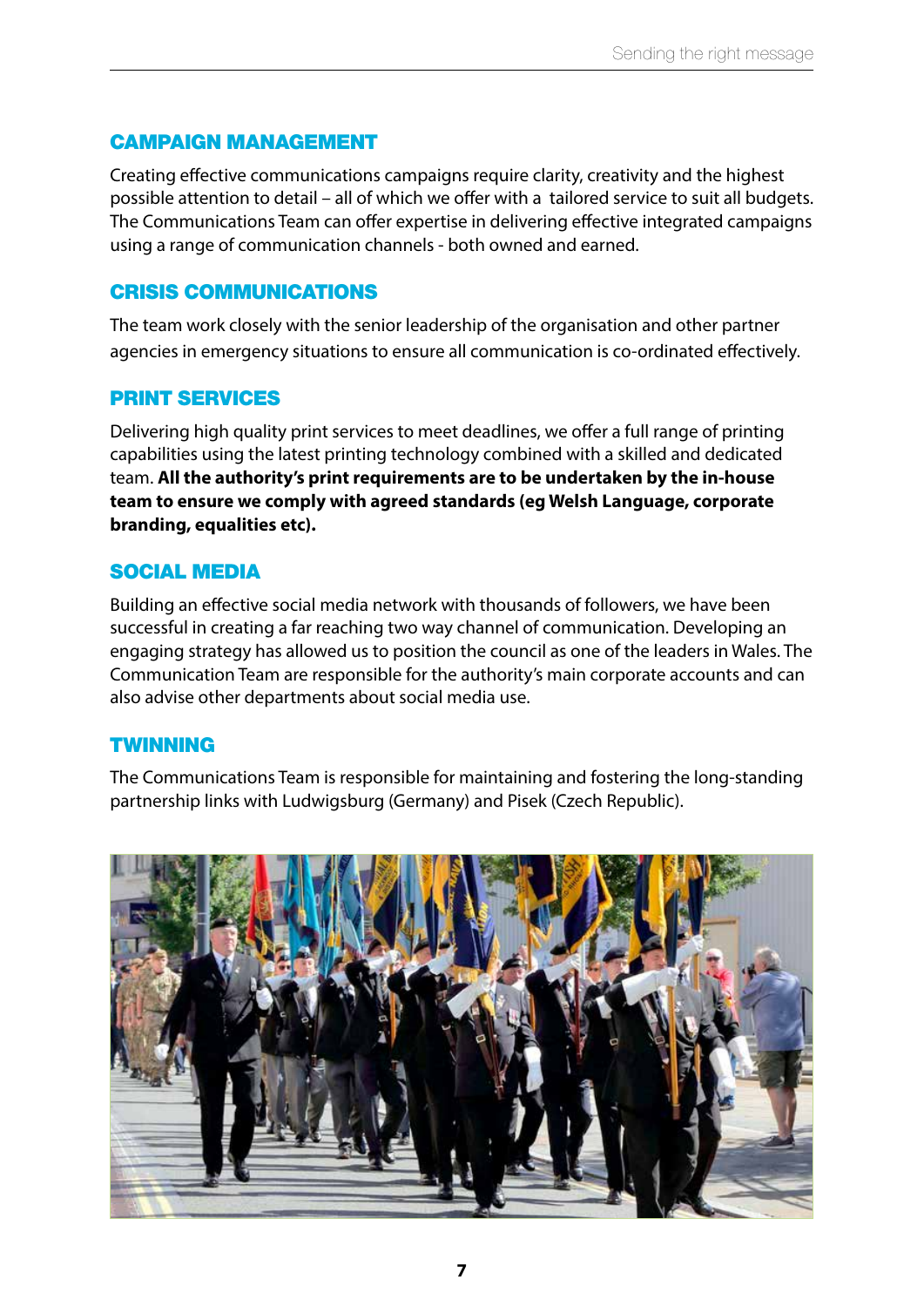## CAMPAIGN MANAGEMENT

Creating effective communications campaigns require clarity, creativity and the highest possible attention to detail – all of which we offer with a tailored service to suit all budgets. The Communications Team can offer expertise in delivering effective integrated campaigns using a range of communication channels - both owned and earned.

## CRISIS COMMUNICATIONS

The team work closely with the senior leadership of the organisation and other partner agencies in emergency situations to ensure all communication is co-ordinated effectively.

## PRINT SERVICES

Delivering high quality print services to meet deadlines, we offer a full range of printing capabilities using the latest printing technology combined with a skilled and dedicated team. **All the authority's print requirements are to be undertaken by the in-house team to ensure we comply with agreed standards (eg Welsh Language, corporate branding, equalities etc).**

## SOCIAL MEDIA

Building an effective social media network with thousands of followers, we have been successful in creating a far reaching two way channel of communication. Developing an engaging strategy has allowed us to position the council as one of the leaders in Wales. The Communication Team are responsible for the authority's main corporate accounts and can also advise other departments about social media use.

## TWINNING

The Communications Team is responsible for maintaining and fostering the long-standing partnership links with Ludwigsburg (Germany) and Pisek (Czech Republic).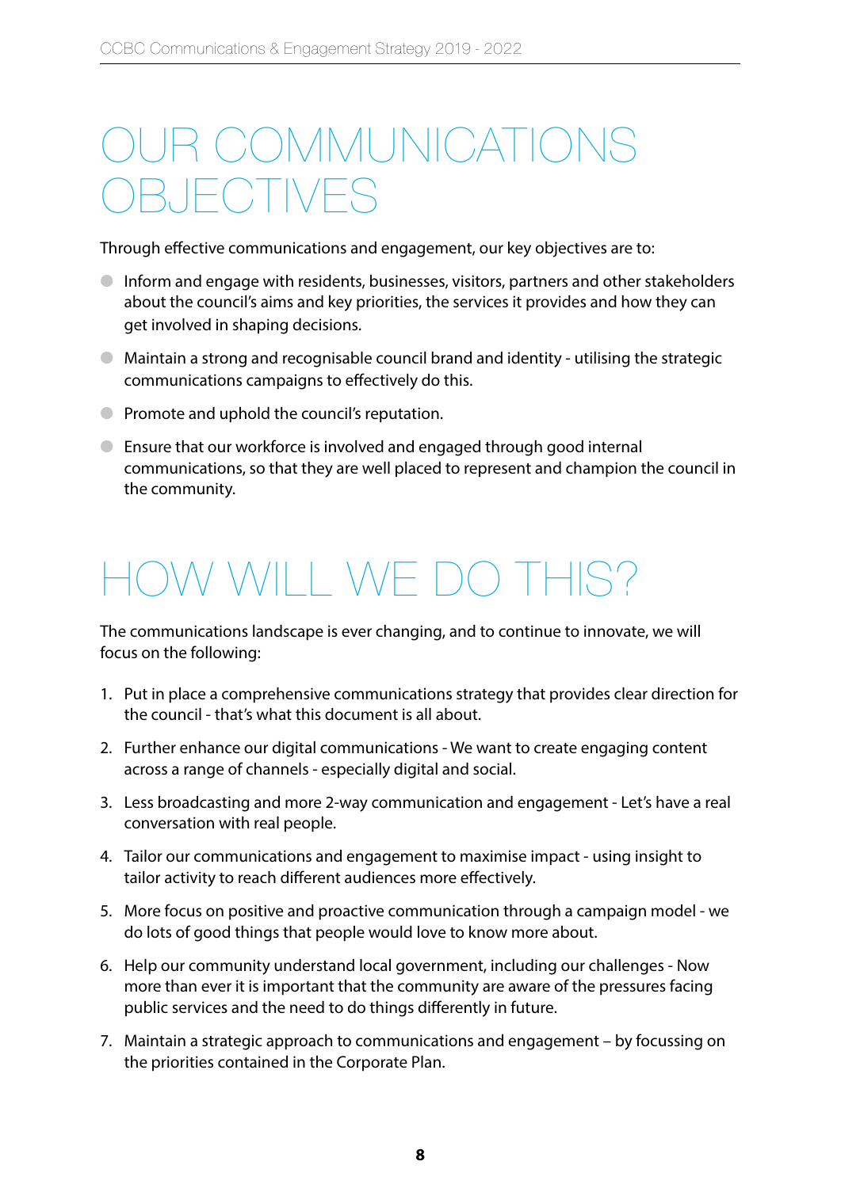# OUR COMMUNICATIONS OBJECTIVES

Through effective communications and engagement, our key objectives are to:

- Inform and engage with residents, businesses, visitors, partners and other stakeholders about the council's aims and key priorities, the services it provides and how they can get involved in shaping decisions.
- Maintain a strong and recognisable council brand and identity - utilising the strategic communications campaigns to effectively do this.
- Promote and uphold the council's reputation.
- Ensure that our workforce is involved and engaged through good internal communications, so that they are well placed to represent and champion the council in the community.

# HOW WILL WE DO THIS?

The communications landscape is ever changing, and to continue to innovate, we will focus on the following:

1. Put in place a comprehensive communications strategy that provides clear direction for the council - that's what this document is all about.
2. Further enhance our digital communications - We want to create engaging content across a range of channels - especially digital and social.
3. Less broadcasting and more 2-way communication and engagement - Let's have a real conversation with real people.
4. Tailor our communications and engagement to maximise impact - using insight to tailor activity to reach different audiences more effectively.
5. More focus on positive and proactive communication through a campaign model - we do lots of good things that people would love to know more about.
6. Help our community understand local government, including our challenges - Now more than ever it is important that the community are aware of the pressures facing public services and the need to do things differently in future.
7. Maintain a strategic approach to communications and engagement – by focussing on the priorities contained in the Corporate Plan.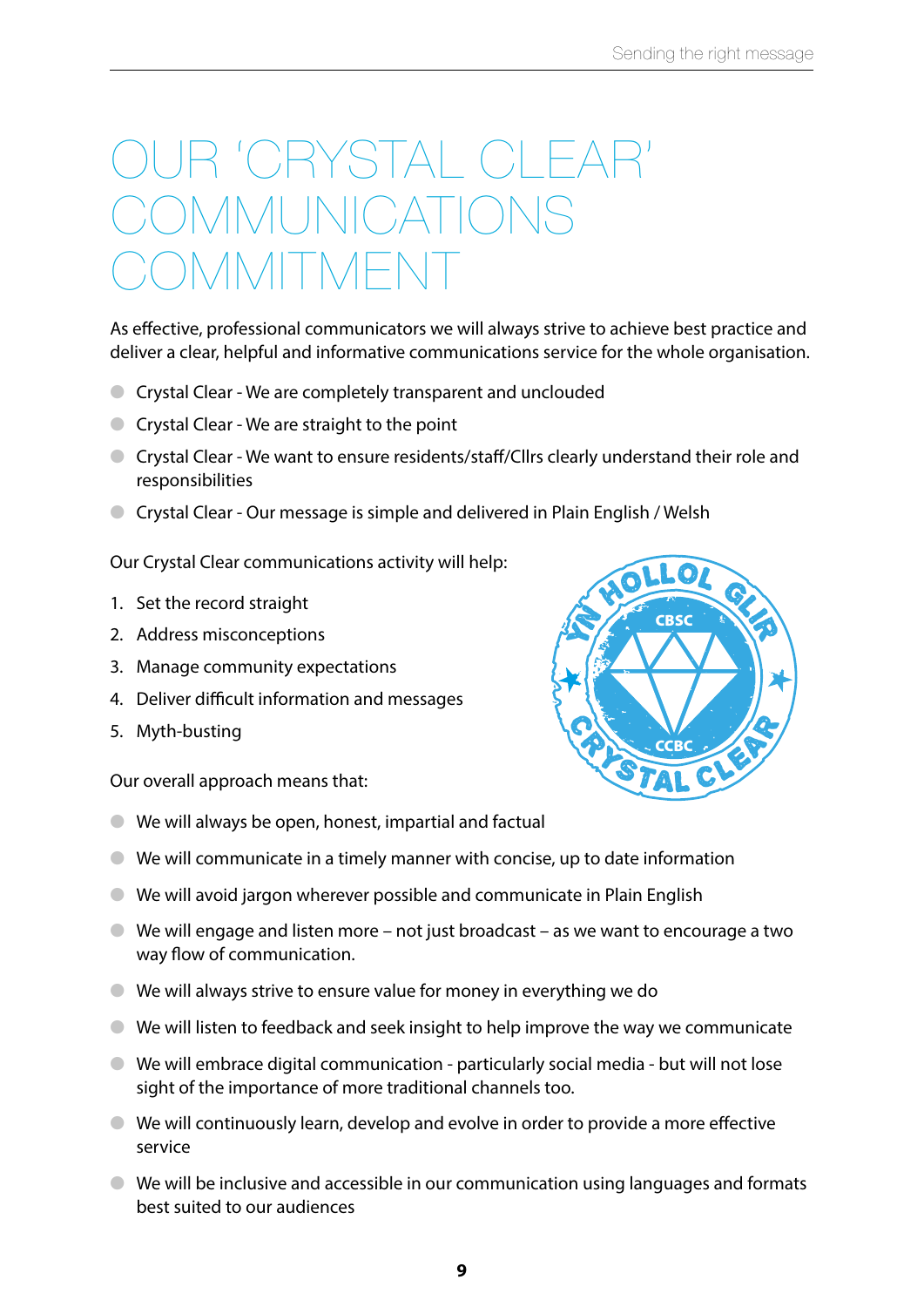# OUR 'CRYSTAL CLEAR' COMMUNICATIONS COMMITMENT

As effective, professional communicators we will always strive to achieve best practice and deliver a clear, helpful and informative communications service for the whole organisation.

- Crystal Clear - We are completely transparent and unclouded
- Crystal Clear - We are straight to the point
- Crystal Clear - We want to ensure residents/staff/Cllrs clearly understand their role and responsibilities
- Crystal Clear - Our message is simple and delivered in Plain English / Welsh

Our Crystal Clear communications activity will help:

1. Set the record straight
2. Address misconceptions
3. Manage community expectations
4. Deliver difficult information and messages
5. Myth-busting

Our overall approach means that:

- We will always be open, honest, impartial and factual
- We will communicate in a timely manner with concise, up to date information
- We will avoid jargon wherever possible and communicate in Plain English
- We will engage and listen more – not just broadcast – as we want to encourage a two way flow of communication.
- We will always strive to ensure value for money in everything we do
- We will listen to feedback and seek insight to help improve the way we communicate
- We will embrace digital communication - particularly social media - but will not lose sight of the importance of more traditional channels too.
- We will continuously learn, develop and evolve in order to provide a more effective service
- We will be inclusive and accessible in our communication using languages and formats best suited to our audiences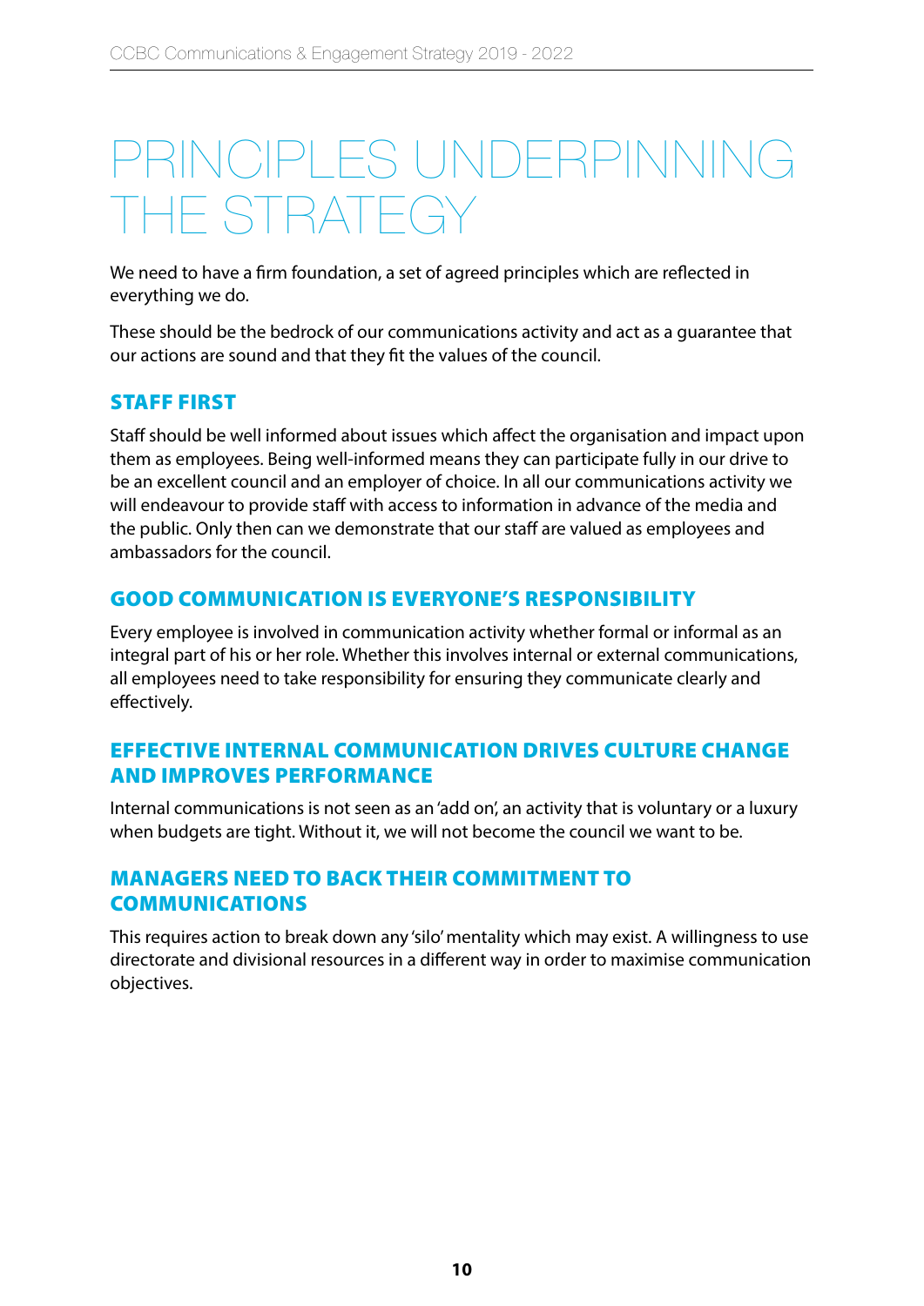# PRINCIPLES UNDERPINNING THE STRATEGY

We need to have a firm foundation, a set of agreed principles which are reflected in everything we do.

These should be the bedrock of our communications activity and act as a guarantee that our actions are sound and that they fit the values of the council.

## STAFF FIRST

Staff should be well informed about issues which affect the organisation and impact upon them as employees. Being well-informed means they can participate fully in our drive to be an excellent council and an employer of choice. In all our communications activity we will endeavour to provide staff with access to information in advance of the media and the public. Only then can we demonstrate that our staff are valued as employees and ambassadors for the council.

## GOOD COMMUNICATION IS EVERYONE'S RESPONSIBILITY

Every employee is involved in communication activity whether formal or informal as an integral part of his or her role. Whether this involves internal or external communications, all employees need to take responsibility for ensuring they communicate clearly and effectively.

## EFFECTIVE INTERNAL COMMUNICATION DRIVES CULTURE CHANGE AND IMPROVES PERFORMANCE

Internal communications is not seen as an 'add on', an activity that is voluntary or a luxury when budgets are tight. Without it, we will not become the council we want to be.

## MANAGERS NEED TO BACK THEIR COMMITMENT TO COMMUNICATIONS

This requires action to break down any 'silo' mentality which may exist. A willingness to use directorate and divisional resources in a different way in order to maximise communication objectives.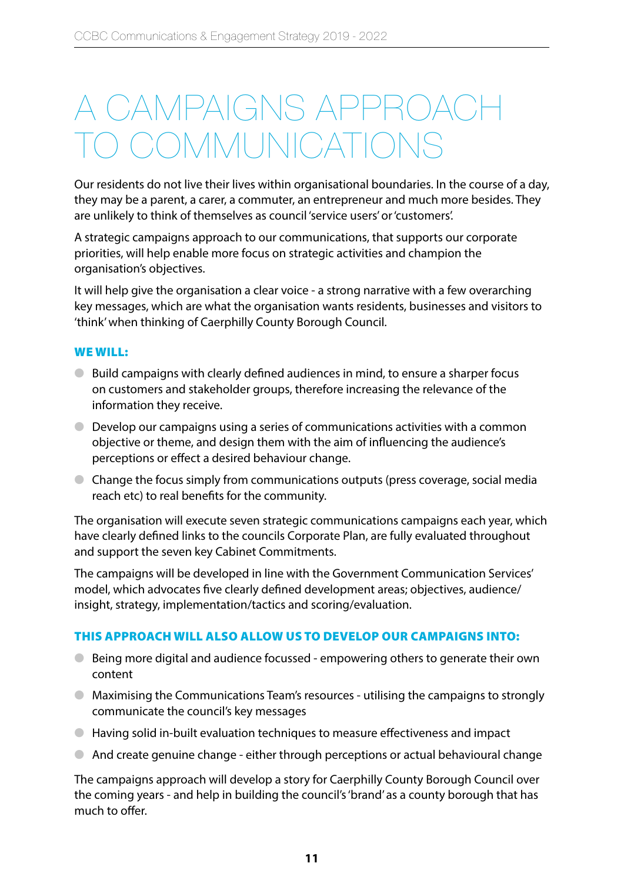# A CAMPAIGNS APPROACH TO COMMUNICATIONS

Our residents do not live their lives within organisational boundaries. In the course of a day, they may be a parent, a carer, a commuter, an entrepreneur and much more besides. They are unlikely to think of themselves as council 'service users' or 'customers'.

A strategic campaigns approach to our communications, that supports our corporate priorities, will help enable more focus on strategic activities and champion the organisation's objectives.

It will help give the organisation a clear voice - a strong narrative with a few overarching key messages, which are what the organisation wants residents, businesses and visitors to 'think' when thinking of Caerphilly County Borough Council.

### WE WILL:

- Build campaigns with clearly defined audiences in mind, to ensure a sharper focus on customers and stakeholder groups, therefore increasing the relevance of the information they receive.
- Develop our campaigns using a series of communications activities with a common objective or theme, and design them with the aim of influencing the audience's perceptions or effect a desired behaviour change.
- Change the focus simply from communications outputs (press coverage, social media reach etc) to real benefits for the community.

The organisation will execute seven strategic communications campaigns each year, which have clearly defined links to the councils Corporate Plan, are fully evaluated throughout and support the seven key Cabinet Commitments.

The campaigns will be developed in line with the Government Communication Services' model, which advocates five clearly defined development areas; objectives, audience/insight, strategy, implementation/tactics and scoring/evaluation.

### THIS APPROACH WILL ALSO ALLOW US TO DEVELOP OUR CAMPAIGNS INTO:

- Being more digital and audience focussed - empowering others to generate their own content
- Maximising the Communications Team's resources - utilising the campaigns to strongly communicate the council's key messages
- Having solid in-built evaluation techniques to measure effectiveness and impact
- And create genuine change - either through perceptions or actual behavioural change

The campaigns approach will develop a story for Caerphilly County Borough Council over the coming years - and help in building the council's 'brand' as a county borough that has much to offer.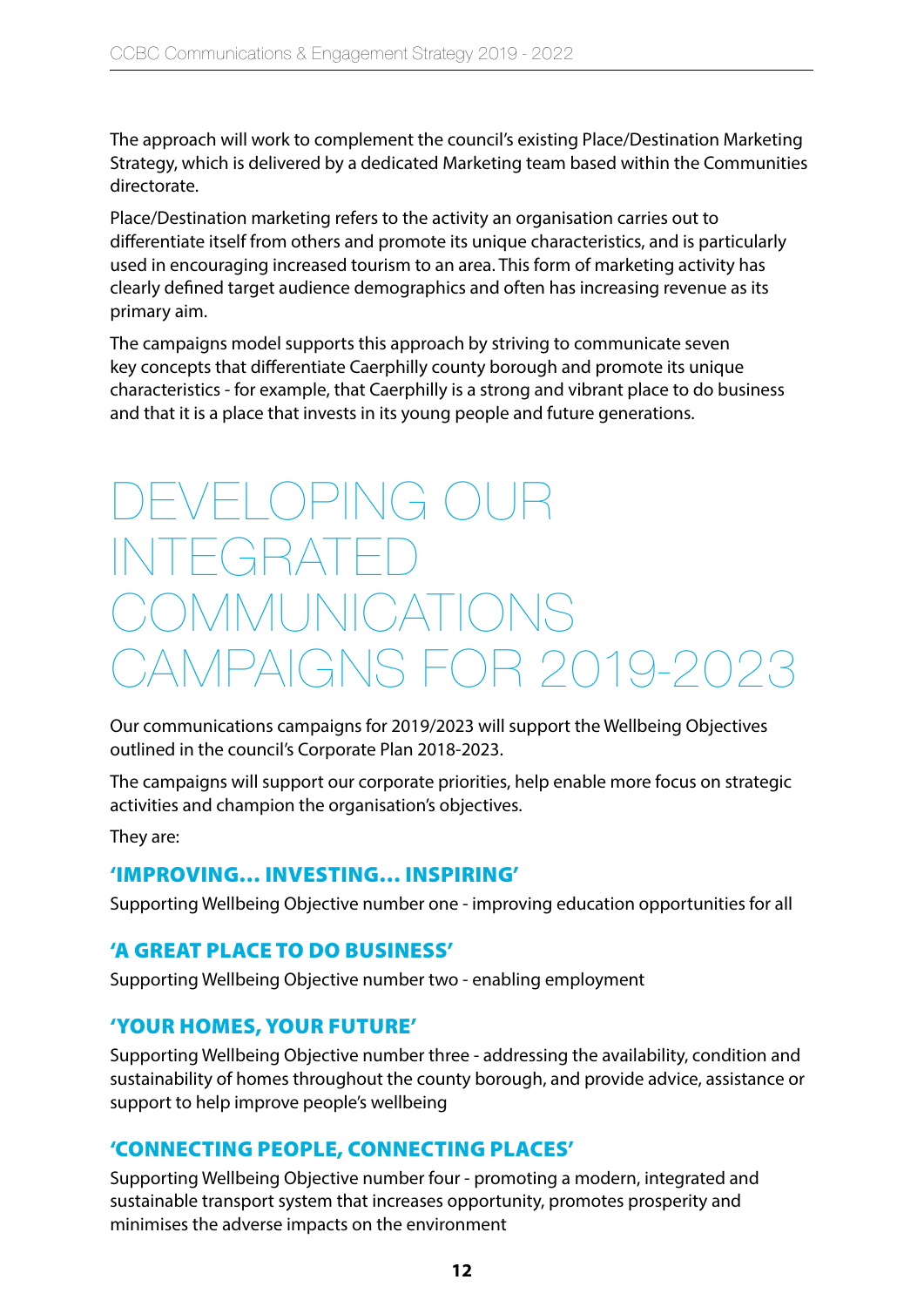The approach will work to complement the council's existing Place/Destination Marketing Strategy, which is delivered by a dedicated Marketing team based within the Communities directorate.

Place/Destination marketing refers to the activity an organisation carries out to differentiate itself from others and promote its unique characteristics, and is particularly used in encouraging increased tourism to an area. This form of marketing activity has clearly defined target audience demographics and often has increasing revenue as its primary aim.

The campaigns model supports this approach by striving to communicate seven key concepts that differentiate Caerphilly county borough and promote its unique characteristics - for example, that Caerphilly is a strong and vibrant place to do business and that it is a place that invests in its young people and future generations.

# DEVELOPING OUR INTEGRATED COMMUNICATIONS CAMPAIGNS FOR 2019-2023

Our communications campaigns for 2019/2023 will support the Wellbeing Objectives outlined in the council's Corporate Plan 2018-2023.

The campaigns will support our corporate priorities, help enable more focus on strategic activities and champion the organisation's objectives.

They are:

### 'IMPROVING… INVESTING… INSPIRING'

Supporting Wellbeing Objective number one - improving education opportunities for all

### 'A GREAT PLACE TO DO BUSINESS'

Supporting Wellbeing Objective number two - enabling employment

### 'YOUR HOMES, YOUR FUTURE'

Supporting Wellbeing Objective number three - addressing the availability, condition and sustainability of homes throughout the county borough, and provide advice, assistance or support to help improve people's wellbeing

### 'CONNECTING PEOPLE, CONNECTING PLACES'

Supporting Wellbeing Objective number four - promoting a modern, integrated and sustainable transport system that increases opportunity, promotes prosperity and minimises the adverse impacts on the environment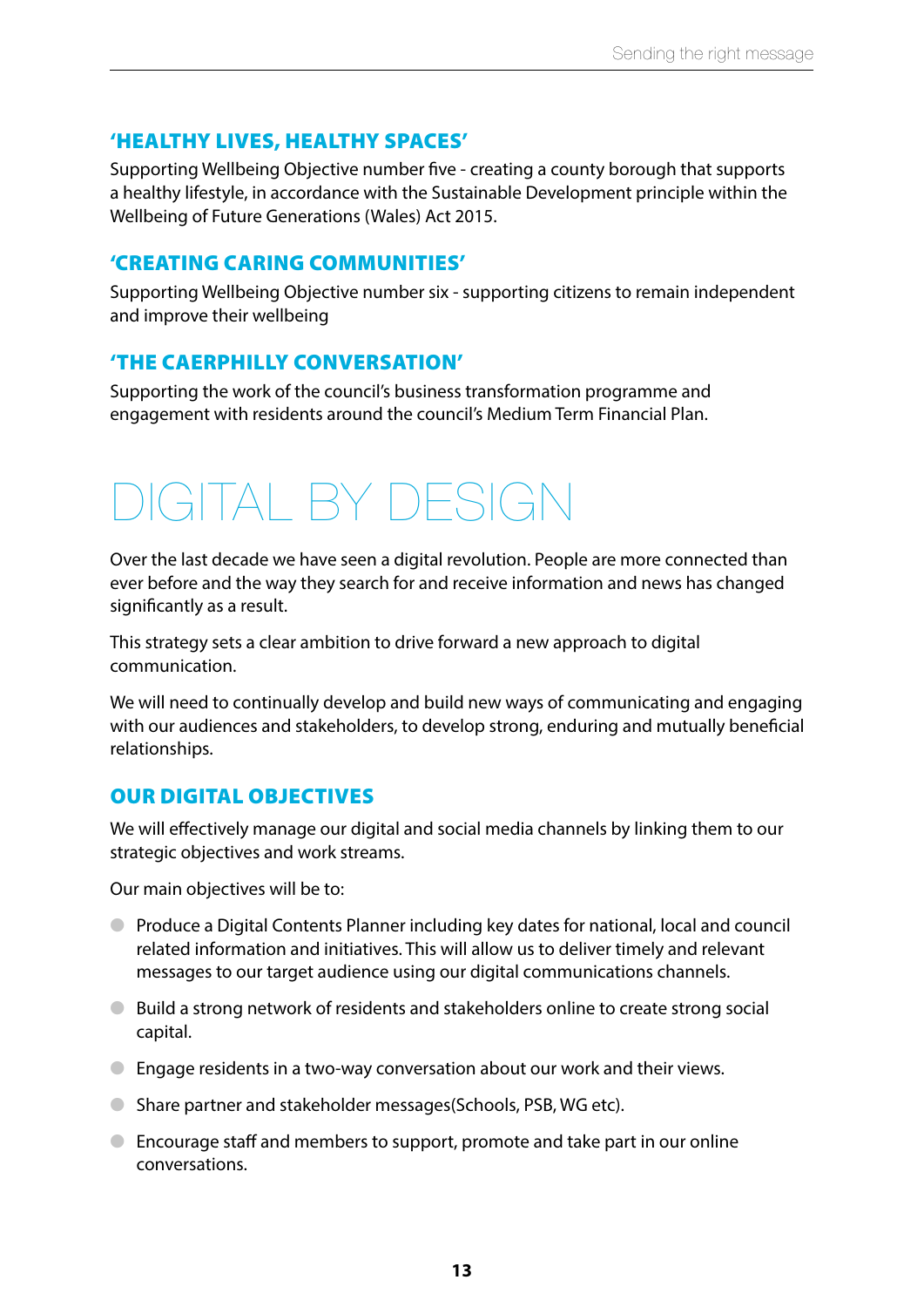### 'HEALTHY LIVES, HEALTHY SPACES'

Supporting Wellbeing Objective number five - creating a county borough that supports a healthy lifestyle, in accordance with the Sustainable Development principle within the Wellbeing of Future Generations (Wales) Act 2015.

### 'CREATING CARING COMMUNITIES'

Supporting Wellbeing Objective number six - supporting citizens to remain independent and improve their wellbeing

### 'THE CAERPHILLY CONVERSATION'

Supporting the work of the council's business transformation programme and engagement with residents around the council's Medium Term Financial Plan.

# DIGITAL BY DESIGN

Over the last decade we have seen a digital revolution. People are more connected than ever before and the way they search for and receive information and news has changed significantly as a result.

This strategy sets a clear ambition to drive forward a new approach to digital communication.

We will need to continually develop and build new ways of communicating and engaging with our audiences and stakeholders, to develop strong, enduring and mutually beneficial relationships.

### OUR DIGITAL OBJECTIVES

We will effectively manage our digital and social media channels by linking them to our strategic objectives and work streams.

Our main objectives will be to:

- Produce a Digital Contents Planner including key dates for national, local and council related information and initiatives. This will allow us to deliver timely and relevant messages to our target audience using our digital communications channels.
- Build a strong network of residents and stakeholders online to create strong social capital.
- Engage residents in a two-way conversation about our work and their views.
- Share partner and stakeholder messages(Schools, PSB, WG etc).
- Encourage staff and members to support, promote and take part in our online conversations.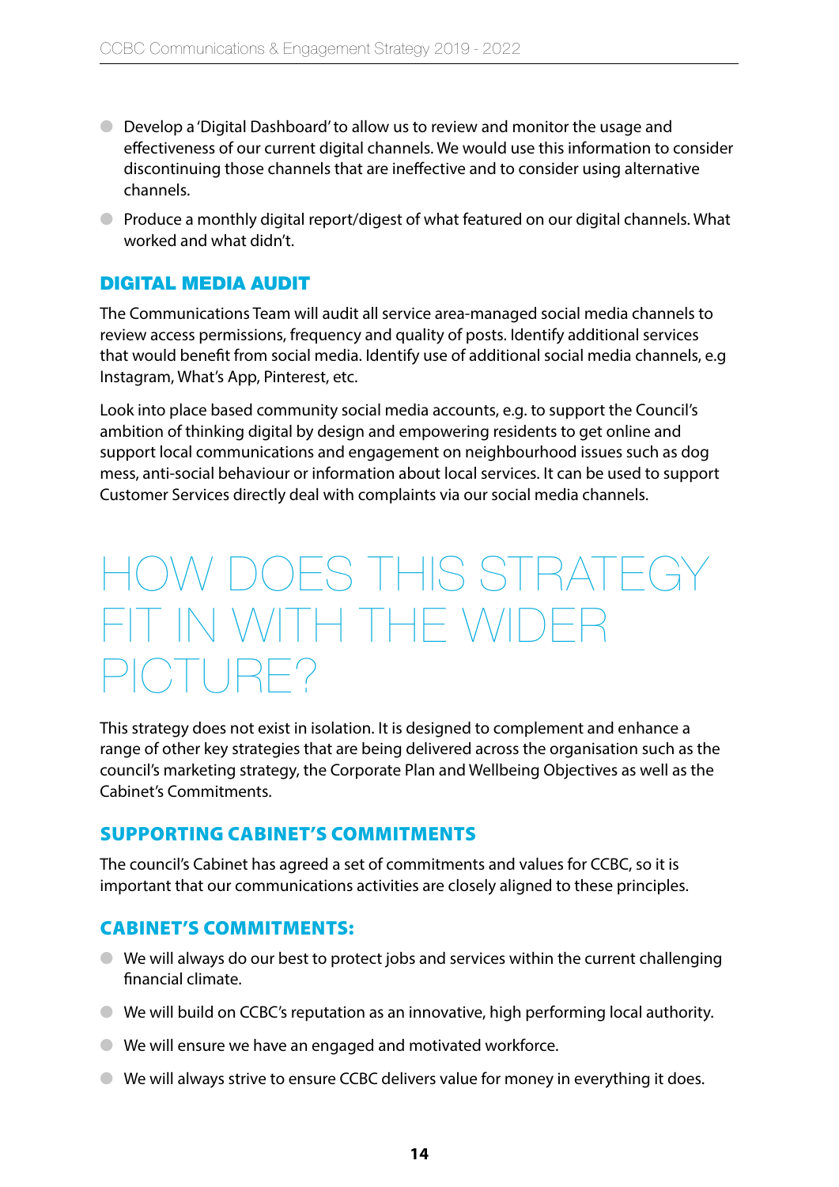- Develop a 'Digital Dashboard' to allow us to review and monitor the usage and effectiveness of our current digital channels. We would use this information to consider discontinuing those channels that are ineffective and to consider using alternative channels.
- Produce a monthly digital report/digest of what featured on our digital channels. What worked and what didn't.

### DIGITAL MEDIA AUDIT

The Communications Team will audit all service area-managed social media channels to review access permissions, frequency and quality of posts. Identify additional services that would benefit from social media. Identify use of additional social media channels, e.g Instagram, What's App, Pinterest, etc.

Look into place based community social media accounts, e.g. to support the Council's ambition of thinking digital by design and empowering residents to get online and support local communications and engagement on neighbourhood issues such as dog mess, anti-social behaviour or information about local services. It can be used to support Customer Services directly deal with complaints via our social media channels.

## HOW DOES THIS STRATEGY FIT IN WITH THE WIDER PICTURE?

This strategy does not exist in isolation. It is designed to complement and enhance a range of other key strategies that are being delivered across the organisation such as the council's marketing strategy, the Corporate Plan and Wellbeing Objectives as well as the Cabinet's Commitments.

### SUPPORTING CABINET'S COMMITMENTS

The council's Cabinet has agreed a set of commitments and values for CCBC, so it is important that our communications activities are closely aligned to these principles.

### CABINET'S COMMITMENTS:

- We will always do our best to protect jobs and services within the current challenging financial climate.
- We will build on CCBC's reputation as an innovative, high performing local authority.
- We will ensure we have an engaged and motivated workforce.
- We will always strive to ensure CCBC delivers value for money in everything it does.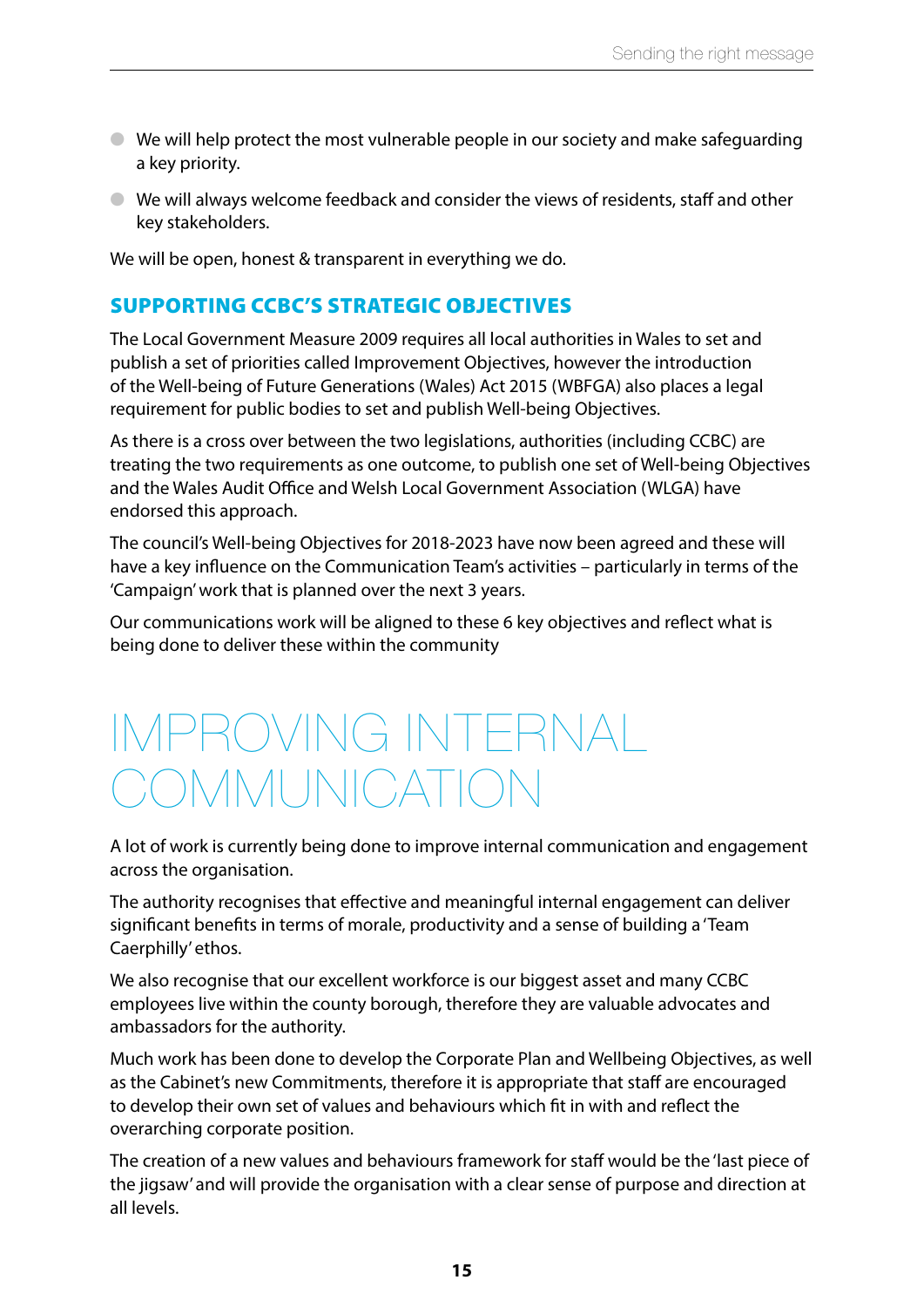- We will help protect the most vulnerable people in our society and make safeguarding a key priority.
- We will always welcome feedback and consider the views of residents, staff and other key stakeholders.

We will be open, honest & transparent in everything we do.

## SUPPORTING CCBC'S STRATEGIC OBJECTIVES

The Local Government Measure 2009 requires all local authorities in Wales to set and publish a set of priorities called Improvement Objectives, however the introduction of the Well-being of Future Generations (Wales) Act 2015 (WBFGA) also places a legal requirement for public bodies to set and publish Well-being Objectives.

As there is a cross over between the two legislations, authorities (including CCBC) are treating the two requirements as one outcome, to publish one set of Well-being Objectives and the Wales Audit Office and Welsh Local Government Association (WLGA) have endorsed this approach.

The council's Well-being Objectives for 2018-2023 have now been agreed and these will have a key influence on the Communication Team's activities – particularly in terms of the 'Campaign' work that is planned over the next 3 years.

Our communications work will be aligned to these 6 key objectives and reflect what is being done to deliver these within the community

# IMPROVING INTERNAL COMMUNICATION

A lot of work is currently being done to improve internal communication and engagement across the organisation.

The authority recognises that effective and meaningful internal engagement can deliver significant benefits in terms of morale, productivity and a sense of building a 'Team Caerphilly' ethos.

We also recognise that our excellent workforce is our biggest asset and many CCBC employees live within the county borough, therefore they are valuable advocates and ambassadors for the authority.

Much work has been done to develop the Corporate Plan and Wellbeing Objectives, as well as the Cabinet's new Commitments, therefore it is appropriate that staff are encouraged to develop their own set of values and behaviours which fit in with and reflect the overarching corporate position.

The creation of a new values and behaviours framework for staff would be the 'last piece of the jigsaw' and will provide the organisation with a clear sense of purpose and direction at all levels.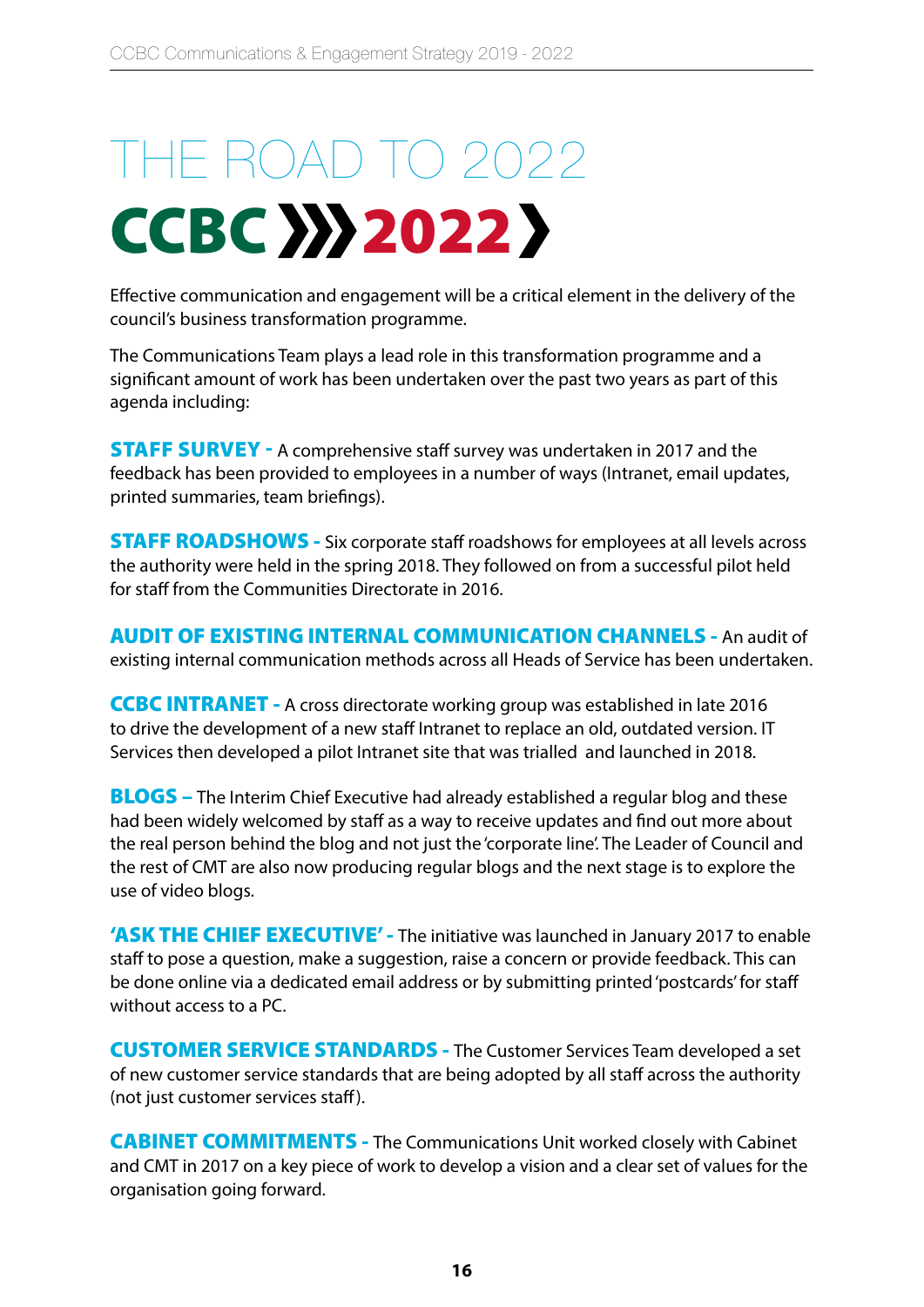# THE ROAD TO 2022

## CCBC ❯❯❯ 2022 ❯

Effective communication and engagement will be a critical element in the delivery of the council's business transformation programme.

The Communications Team plays a lead role in this transformation programme and a significant amount of work has been undertaken over the past two years as part of this agenda including:

**STAFF SURVEY -** A comprehensive staff survey was undertaken in 2017 and the feedback has been provided to employees in a number of ways (Intranet, email updates, printed summaries, team briefings).

**STAFF ROADSHOWS -** Six corporate staff roadshows for employees at all levels across the authority were held in the spring 2018. They followed on from a successful pilot held for staff from the Communities Directorate in 2016.

**AUDIT OF EXISTING INTERNAL COMMUNICATION CHANNELS -** An audit of existing internal communication methods across all Heads of Service has been undertaken.

**CCBC INTRANET -** A cross directorate working group was established in late 2016 to drive the development of a new staff Intranet to replace an old, outdated version. IT Services then developed a pilot Intranet site that was trialled and launched in 2018.

**BLOGS –** The Interim Chief Executive had already established a regular blog and these had been widely welcomed by staff as a way to receive updates and find out more about the real person behind the blog and not just the 'corporate line'. The Leader of Council and the rest of CMT are also now producing regular blogs and the next stage is to explore the use of video blogs.

**'ASK THE CHIEF EXECUTIVE' -** The initiative was launched in January 2017 to enable staff to pose a question, make a suggestion, raise a concern or provide feedback. This can be done online via a dedicated email address or by submitting printed 'postcards' for staff without access to a PC.

**CUSTOMER SERVICE STANDARDS -** The Customer Services Team developed a set of new customer service standards that are being adopted by all staff across the authority (not just customer services staff).

**CABINET COMMITMENTS -** The Communications Unit worked closely with Cabinet and CMT in 2017 on a key piece of work to develop a vision and a clear set of values for the organisation going forward.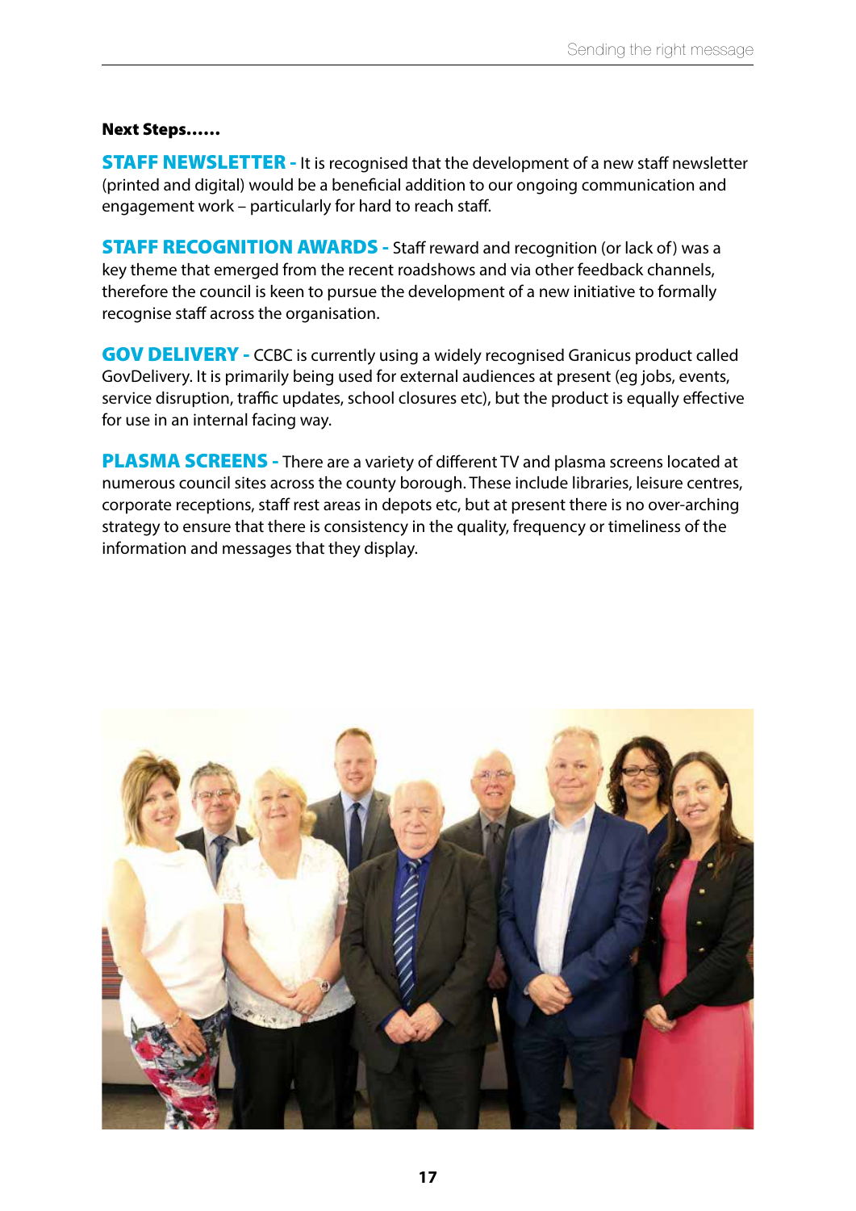**Next Steps……**

**STAFF NEWSLETTER -** It is recognised that the development of a new staff newsletter (printed and digital) would be a beneficial addition to our ongoing communication and engagement work – particularly for hard to reach staff.

**STAFF RECOGNITION AWARDS -** Staff reward and recognition (or lack of) was a key theme that emerged from the recent roadshows and via other feedback channels, therefore the council is keen to pursue the development of a new initiative to formally recognise staff across the organisation.

**GOV DELIVERY -** CCBC is currently using a widely recognised Granicus product called GovDelivery. It is primarily being used for external audiences at present (eg jobs, events, service disruption, traffic updates, school closures etc), but the product is equally effective for use in an internal facing way.

**PLASMA SCREENS -** There are a variety of different TV and plasma screens located at numerous council sites across the county borough. These include libraries, leisure centres, corporate receptions, staff rest areas in depots etc, but at present there is no over-arching strategy to ensure that there is consistency in the quality, frequency or timeliness of the information and messages that they display.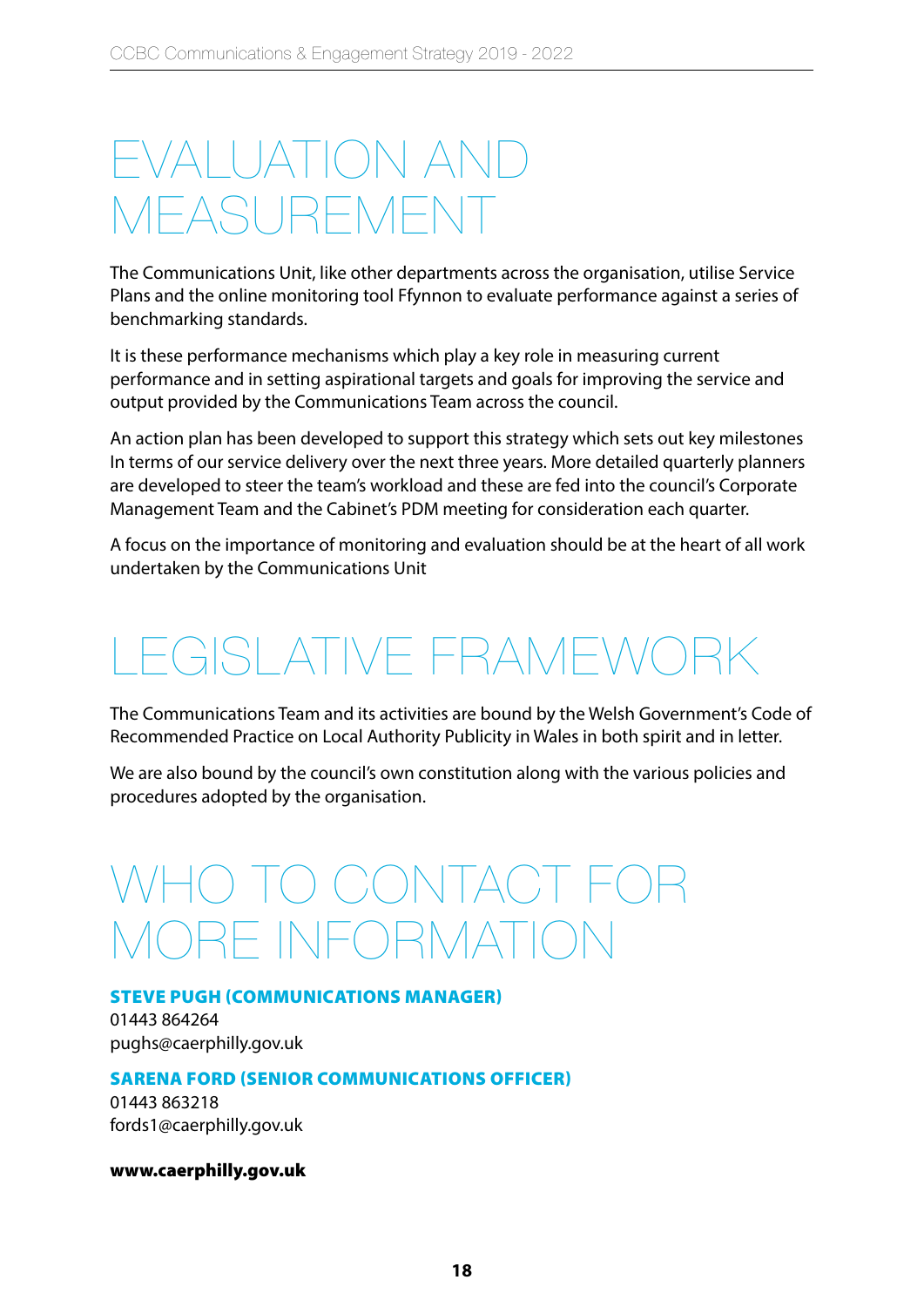# EVALUATION AND MEASUREMENT

The Communications Unit, like other departments across the organisation, utilise Service Plans and the online monitoring tool Ffynnon to evaluate performance against a series of benchmarking standards.

It is these performance mechanisms which play a key role in measuring current performance and in setting aspirational targets and goals for improving the service and output provided by the Communications Team across the council.

An action plan has been developed to support this strategy which sets out key milestones In terms of our service delivery over the next three years. More detailed quarterly planners are developed to steer the team's workload and these are fed into the council's Corporate Management Team and the Cabinet's PDM meeting for consideration each quarter.

A focus on the importance of monitoring and evaluation should be at the heart of all work undertaken by the Communications Unit

# LEGISLATIVE FRAMEWORK

The Communications Team and its activities are bound by the Welsh Government's Code of Recommended Practice on Local Authority Publicity in Wales in both spirit and in letter.

We are also bound by the council's own constitution along with the various policies and procedures adopted by the organisation.

# WHO TO CONTACT FOR MORE INFORMATION

**STEVE PUGH (COMMUNICATIONS MANAGER)**
01443 864264
pughs@caerphilly.gov.uk

**SARENA FORD (SENIOR COMMUNICATIONS OFFICER)**
01443 863218
fords1@caerphilly.gov.uk

**www.caerphilly.gov.uk**